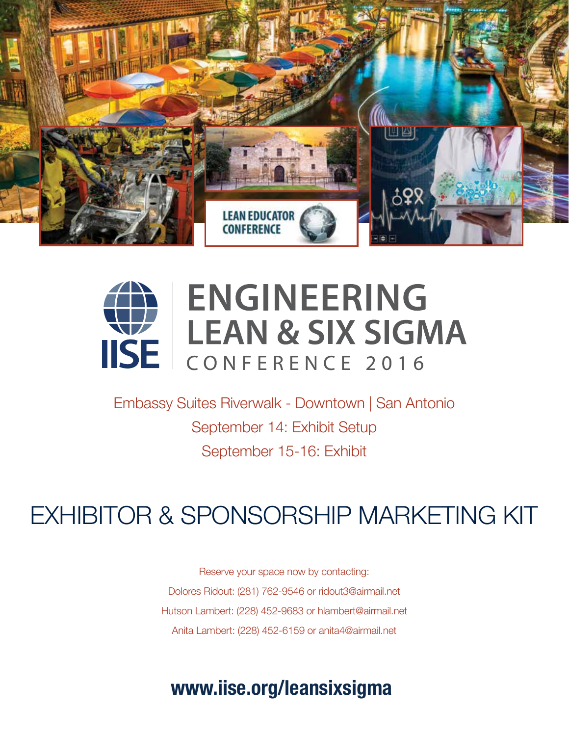LEAN EDUCATOR CONFERENCE

IISE

# ENGINEERING LEAN & SIX SIGMA

CONFERENCE 2016

Embassy Suites Riverwalk - Downtown | San Antonio

September 14: Exhibit Setup

September 15-16: Exhibit

# EXHIBITOR & SPONSORSHIP MARKETING KIT

Reserve your space now by contacting:

Dolores Ridout: (281) 762-9546 or ridout3@airmail.net

Hutson Lambert: (228) 452-9683 or hlambert@airmail.net

Anita Lambert: (228) 452-6159 or anita4@airmail.net

**www.iise.org/leansixsigma**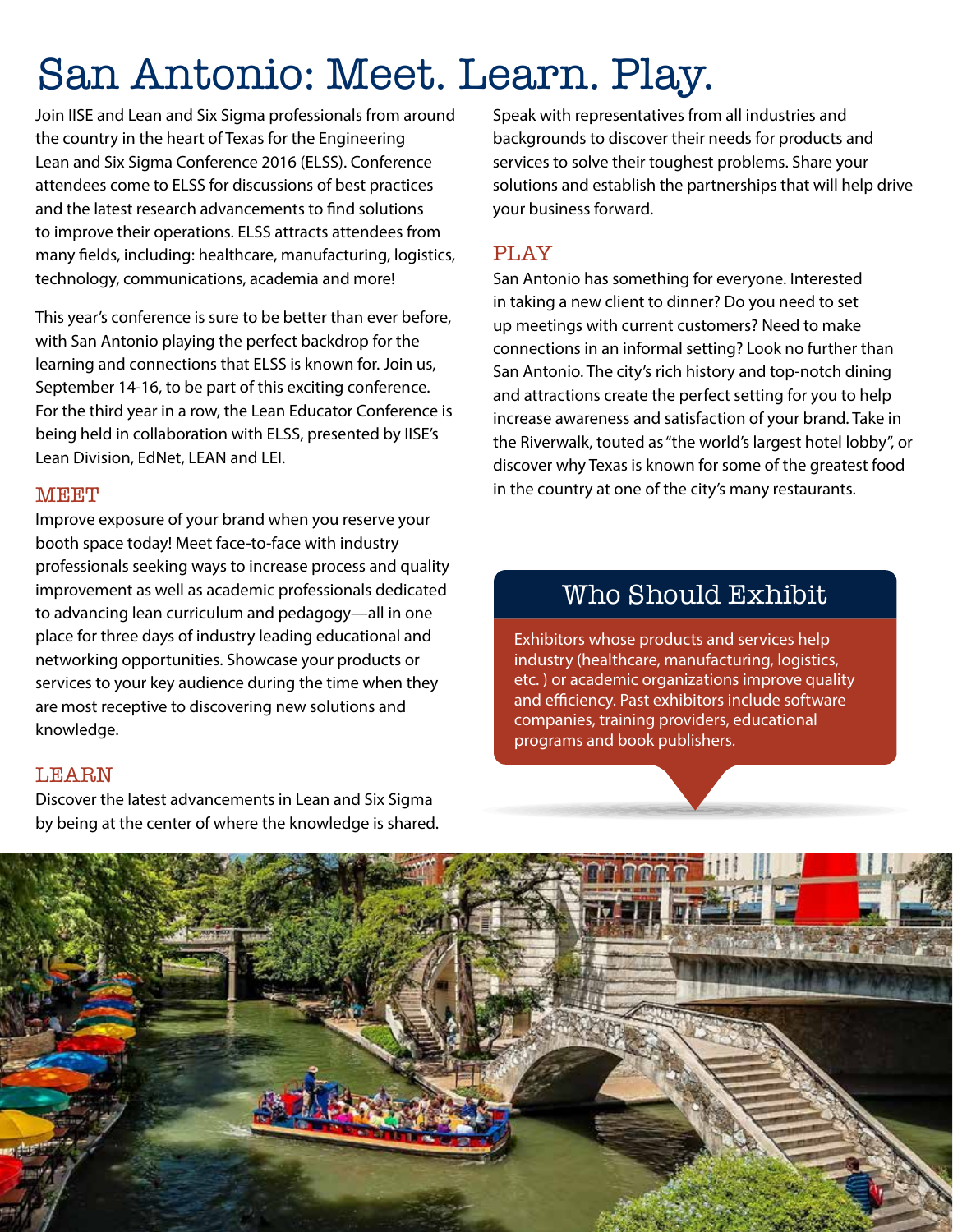# San Antonio: Meet. Learn. Play.

Join IISE and Lean and Six Sigma professionals from around the country in the heart of Texas for the Engineering Lean and Six Sigma Conference 2016 (ELSS). Conference attendees come to ELSS for discussions of best practices and the latest research advancements to find solutions to improve their operations. ELSS attracts attendees from many fields, including: healthcare, manufacturing, logistics, technology, communications, academia and more!

This year's conference is sure to be better than ever before, with San Antonio playing the perfect backdrop for the learning and connections that ELSS is known for. Join us, September 14-16, to be part of this exciting conference. For the third year in a row, the Lean Educator Conference is being held in collaboration with ELSS, presented by IISE's Lean Division, EdNet, LEAN and LEI.

## MEET

Improve exposure of your brand when you reserve your booth space today! Meet face-to-face with industry professionals seeking ways to increase process and quality improvement as well as academic professionals dedicated to advancing lean curriculum and pedagogy—all in one place for three days of industry leading educational and networking opportunities. Showcase your products or services to your key audience during the time when they are most receptive to discovering new solutions and knowledge.

## LEARN

Discover the latest advancements in Lean and Six Sigma by being at the center of where the knowledge is shared. Speak with representatives from all industries and backgrounds to discover their needs for products and services to solve their toughest problems. Share your solutions and establish the partnerships that will help drive your business forward.

## PLAY

San Antonio has something for everyone. Interested in taking a new client to dinner? Do you need to set up meetings with current customers? Need to make connections in an informal setting? Look no further than San Antonio. The city's rich history and top-notch dining and attractions create the perfect setting for you to help increase awareness and satisfaction of your brand. Take in the Riverwalk, touted as "the world's largest hotel lobby", or discover why Texas is known for some of the greatest food in the country at one of the city's many restaurants.

## Who Should Exhibit

Exhibitors whose products and services help industry (healthcare, manufacturing, logistics, etc. ) or academic organizations improve quality and efficiency. Past exhibitors include software companies, training providers, educational programs and book publishers.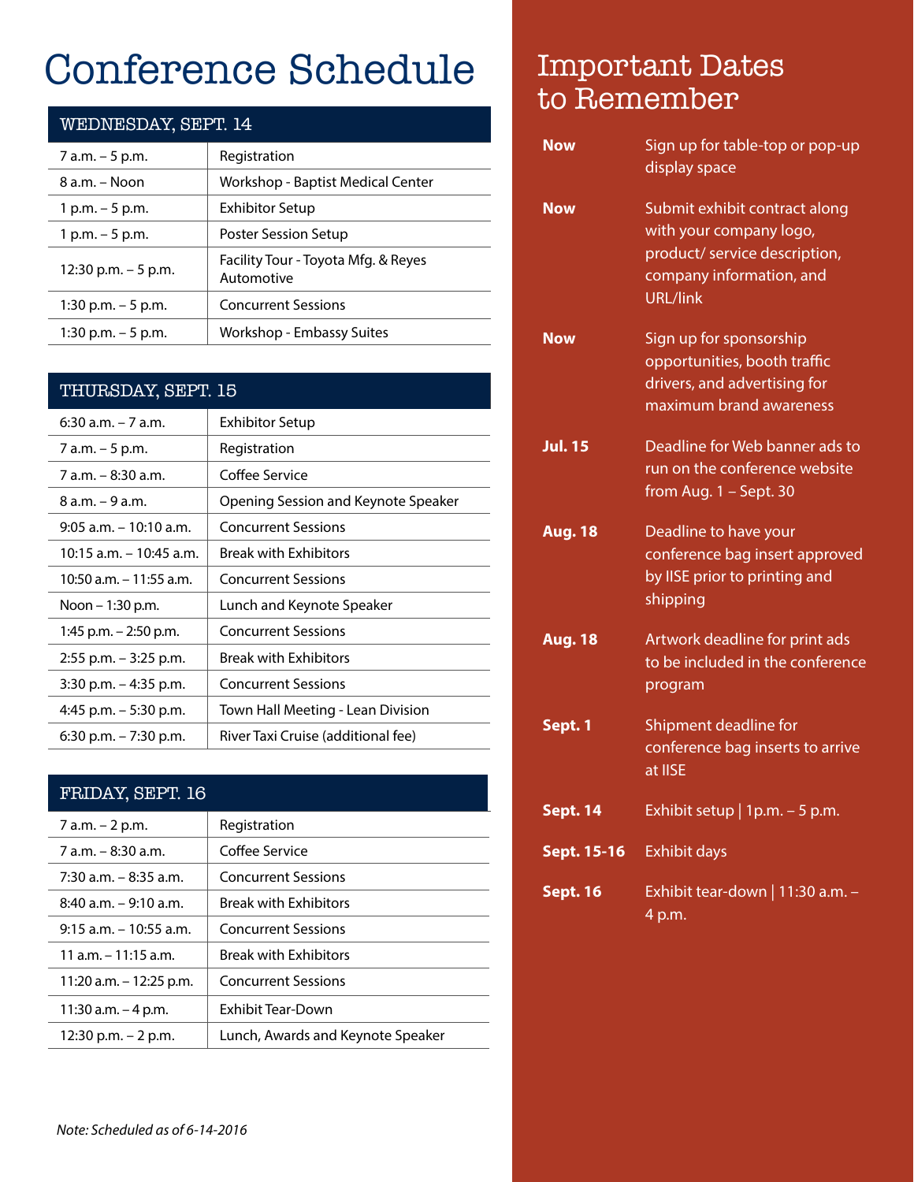# Conference Schedule

| WEDNESDAY, SEPT. 14 | |
|---|---|
| 7 a.m. – 5 p.m. | Registration |
| 8 a.m. – Noon | Workshop - Baptist Medical Center |
| 1 p.m. – 5 p.m. | Exhibitor Setup |
| 1 p.m. – 5 p.m. | Poster Session Setup |
| 12:30 p.m. – 5 p.m. | Facility Tour - Toyota Mfg. & Reyes Automotive |
| 1:30 p.m. – 5 p.m. | Concurrent Sessions |
| 1:30 p.m. – 5 p.m. | Workshop - Embassy Suites |

| THURSDAY, SEPT. 15 | |
|---|---|
| 6:30 a.m. – 7 a.m. | Exhibitor Setup |
| 7 a.m. – 5 p.m. | Registration |
| 7 a.m. – 8:30 a.m. | Coffee Service |
| 8 a.m. – 9 a.m. | Opening Session and Keynote Speaker |
| 9:05 a.m. – 10:10 a.m. | Concurrent Sessions |
| 10:15 a.m. – 10:45 a.m. | Break with Exhibitors |
| 10:50 a.m. – 11:55 a.m. | Concurrent Sessions |
| Noon – 1:30 p.m. | Lunch and Keynote Speaker |
| 1:45 p.m. – 2:50 p.m. | Concurrent Sessions |
| 2:55 p.m. – 3:25 p.m. | Break with Exhibitors |
| 3:30 p.m. – 4:35 p.m. | Concurrent Sessions |
| 4:45 p.m. – 5:30 p.m. | Town Hall Meeting - Lean Division |
| 6:30 p.m. – 7:30 p.m. | River Taxi Cruise (additional fee) |

| FRIDAY, SEPT. 16 | |
|---|---|
| 7 a.m. – 2 p.m. | Registration |
| 7 a.m. – 8:30 a.m. | Coffee Service |
| 7:30 a.m. – 8:35 a.m. | Concurrent Sessions |
| 8:40 a.m. – 9:10 a.m. | Break with Exhibitors |
| 9:15 a.m. – 10:55 a.m. | Concurrent Sessions |
| 11 a.m. – 11:15 a.m. | Break with Exhibitors |
| 11:20 a.m. – 12:25 p.m. | Concurrent Sessions |
| 11:30 a.m. – 4 p.m. | Exhibit Tear-Down |
| 12:30 p.m. – 2 p.m. | Lunch, Awards and Keynote Speaker |

*Note: Scheduled as of 6-14-2016*

# Important Dates to Remember

| | |
|---|---|
| **Now** | Sign up for table-top or pop-up display space |
| **Now** | Submit exhibit contract along with your company logo, product/ service description, company information, and URL/link |
| **Now** | Sign up for sponsorship opportunities, booth traffic drivers, and advertising for maximum brand awareness |
| **Jul. 15** | Deadline for Web banner ads to run on the conference website from Aug. 1 – Sept. 30 |
| **Aug. 18** | Deadline to have your conference bag insert approved by IISE prior to printing and shipping |
| **Aug. 18** | Artwork deadline for print ads to be included in the conference program |
| **Sept. 1** | Shipment deadline for conference bag inserts to arrive at IISE |
| **Sept. 14** | Exhibit setup \| 1p.m. – 5 p.m. |
| **Sept. 15-16** | Exhibit days |
| **Sept. 16** | Exhibit tear-down \| 11:30 a.m. – 4 p.m. |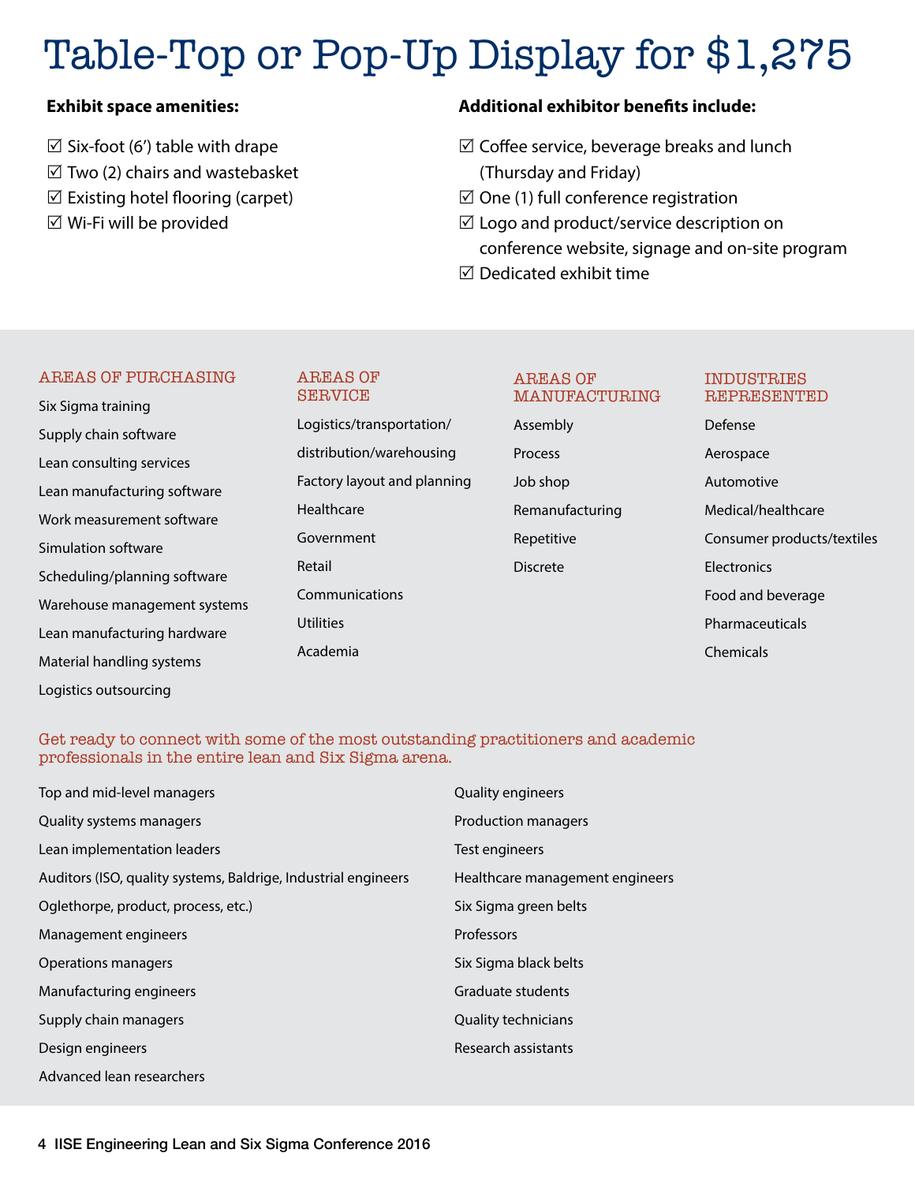# Table-Top or Pop-Up Display for $1,275

**Exhibit space amenities:**

- ☑ Six-foot (6′) table with drape
- ☑ Two (2) chairs and wastebasket
- ☑ Existing hotel flooring (carpet)
- ☑ Wi-Fi will be provided

**Additional exhibitor benefits include:**

- ☑ Coffee service, beverage breaks and lunch (Thursday and Friday)
- ☑ One (1) full conference registration
- ☑ Logo and product/service description on conference website, signage and on-site program
- ☑ Dedicated exhibit time

## AREAS OF PURCHASING

Six Sigma training
Supply chain software
Lean consulting services
Lean manufacturing software
Work measurement software
Simulation software
Scheduling/planning software
Warehouse management systems
Lean manufacturing hardware
Material handling systems
Logistics outsourcing

## AREAS OF SERVICE

Logistics/transportation/distribution/warehousing
Factory layout and planning
Healthcare
Government
Retail
Communications
Utilities
Academia

## AREAS OF MANUFACTURING

Assembly
Process
Job shop
Remanufacturing
Repetitive
Discrete

## INDUSTRIES REPRESENTED

Defense
Aerospace
Automotive
Medical/healthcare
Consumer products/textiles
Electronics
Food and beverage
Pharmaceuticals
Chemicals

## Get ready to connect with some of the most outstanding practitioners and academic professionals in the entire lean and Six Sigma arena.

Top and mid-level managers
Quality systems managers
Lean implementation leaders
Auditors (ISO, quality systems, Baldrige, Industrial engineers
Oglethorpe, product, process, etc.)
Management engineers
Operations managers
Manufacturing engineers
Supply chain managers
Design engineers
Advanced lean researchers
Quality engineers
Production managers
Test engineers
Healthcare management engineers
Six Sigma green belts
Professors
Six Sigma black belts
Graduate students
Quality technicians
Research assistants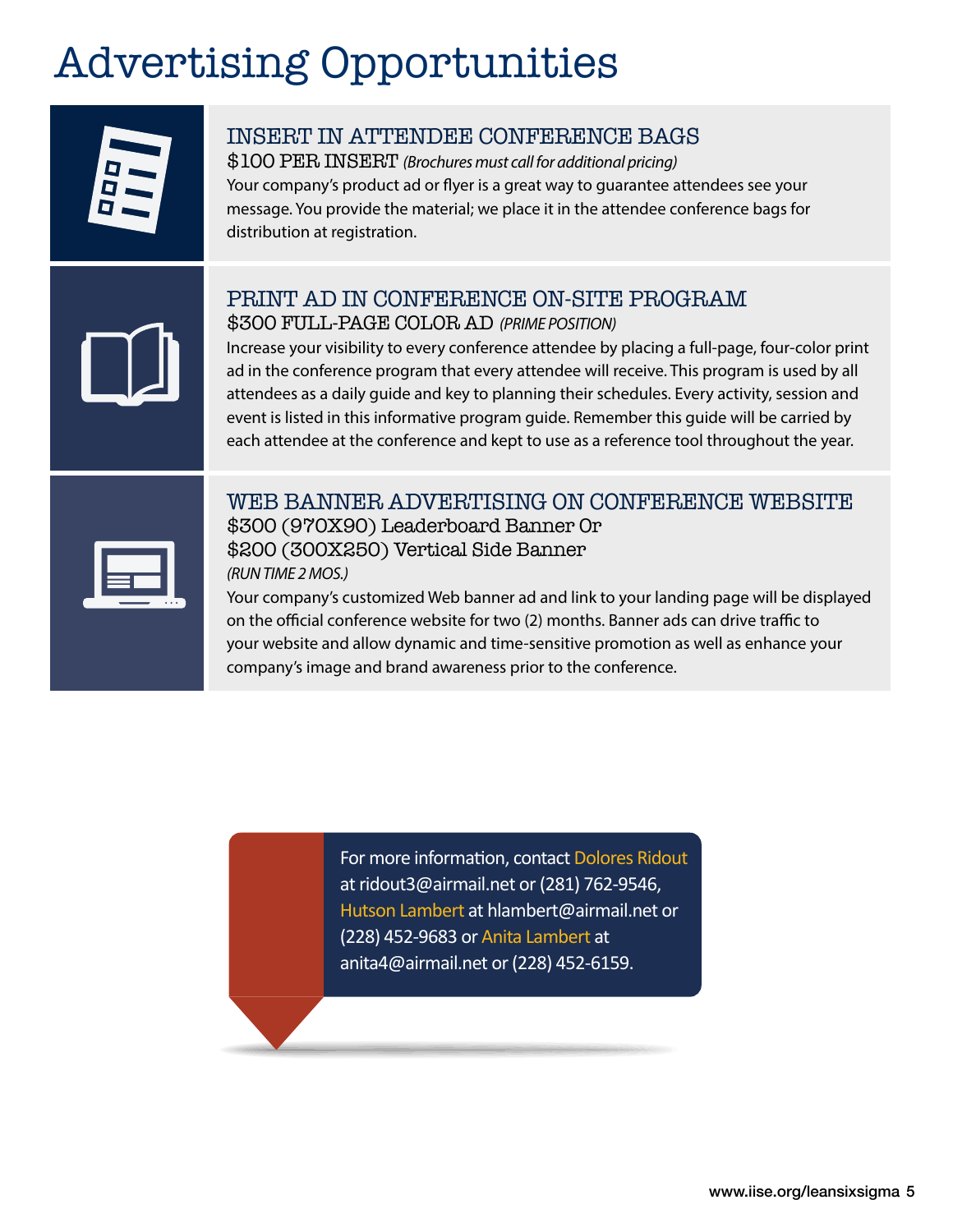# Advertising Opportunities

## INSERT IN ATTENDEE CONFERENCE BAGS

$100 PER INSERT *(Brochures must call for additional pricing)*

Your company's product ad or flyer is a great way to guarantee attendees see your message. You provide the material; we place it in the attendee conference bags for distribution at registration.

## PRINT AD IN CONFERENCE ON-SITE PROGRAM

$300 FULL-PAGE COLOR AD *(PRIME POSITION)*

Increase your visibility to every conference attendee by placing a full-page, four-color print ad in the conference program that every attendee will receive. This program is used by all attendees as a daily guide and key to planning their schedules. Every activity, session and event is listed in this informative program guide. Remember this guide will be carried by each attendee at the conference and kept to use as a reference tool throughout the year.

## WEB BANNER ADVERTISING ON CONFERENCE WEBSITE

$300 (970X90) Leaderboard Banner Or
$200 (300X250) Vertical Side Banner
*(RUN TIME 2 MOS.)*

Your company's customized Web banner ad and link to your landing page will be displayed on the official conference website for two (2) months. Banner ads can drive traffic to your website and allow dynamic and time-sensitive promotion as well as enhance your company's image and brand awareness prior to the conference.

For more information, contact Dolores Ridout at ridout3@airmail.net or (281) 762-9546, Hutson Lambert at hlambert@airmail.net or (228) 452-9683 or Anita Lambert at anita4@airmail.net or (228) 452-6159.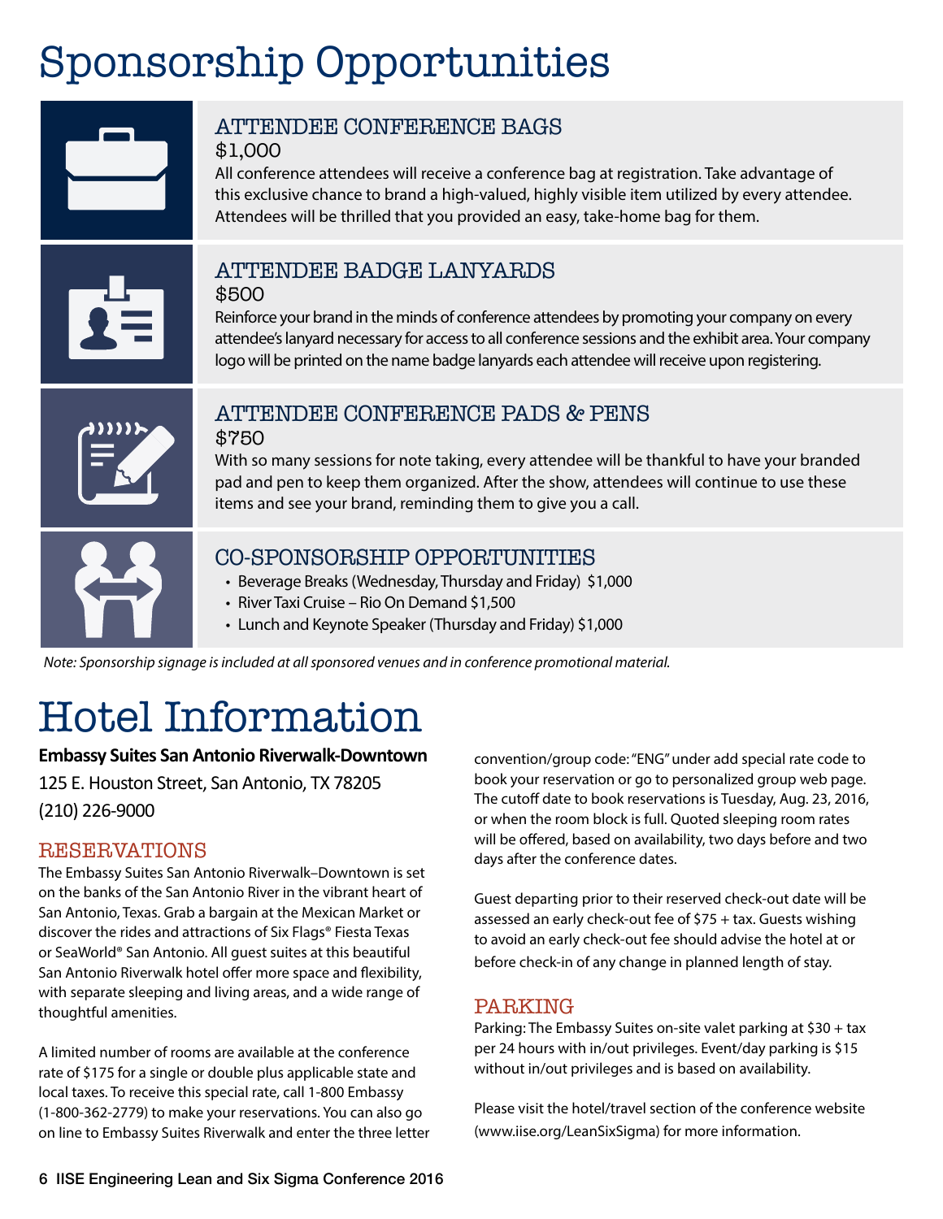# Sponsorship Opportunities

### ATTENDEE CONFERENCE BAGS

$1,000

All conference attendees will receive a conference bag at registration. Take advantage of this exclusive chance to brand a high-valued, highly visible item utilized by every attendee. Attendees will be thrilled that you provided an easy, take-home bag for them.

### ATTENDEE BADGE LANYARDS

$500

Reinforce your brand in the minds of conference attendees by promoting your company on every attendee's lanyard necessary for access to all conference sessions and the exhibit area. Your company logo will be printed on the name badge lanyards each attendee will receive upon registering.

### ATTENDEE CONFERENCE PADS & PENS

$750

With so many sessions for note taking, every attendee will be thankful to have your branded pad and pen to keep them organized. After the show, attendees will continue to use these items and see your brand, reminding them to give you a call.

### CO-SPONSORSHIP OPPORTUNITIES

- Beverage Breaks (Wednesday, Thursday and Friday) $1,000
- River Taxi Cruise – Rio On Demand $1,500
- Lunch and Keynote Speaker (Thursday and Friday) $1,000

*Note: Sponsorship signage is included at all sponsored venues and in conference promotional material.*

# Hotel Information

**Embassy Suites San Antonio Riverwalk-Downtown**

125 E. Houston Street, San Antonio, TX 78205

(210) 226-9000

## RESERVATIONS

The Embassy Suites San Antonio Riverwalk–Downtown is set on the banks of the San Antonio River in the vibrant heart of San Antonio, Texas. Grab a bargain at the Mexican Market or discover the rides and attractions of Six Flags® Fiesta Texas or SeaWorld® San Antonio. All guest suites at this beautiful San Antonio Riverwalk hotel offer more space and flexibility, with separate sleeping and living areas, and a wide range of thoughtful amenities.

A limited number of rooms are available at the conference rate of $175 for a single or double plus applicable state and local taxes. To receive this special rate, call 1-800 Embassy (1-800-362-2779) to make your reservations. You can also go on line to Embassy Suites Riverwalk and enter the three letter convention/group code: "ENG" under add special rate code to book your reservation or go to personalized group web page. The cutoff date to book reservations is Tuesday, Aug. 23, 2016, or when the room block is full. Quoted sleeping room rates will be offered, based on availability, two days before and two days after the conference dates.

Guest departing prior to their reserved check-out date will be assessed an early check-out fee of $75 + tax. Guests wishing to avoid an early check-out fee should advise the hotel at or before check-in of any change in planned length of stay.

## PARKING

Parking: The Embassy Suites on-site valet parking at $30 + tax per 24 hours with in/out privileges. Event/day parking is $15 without in/out privileges and is based on availability.

Please visit the hotel/travel section of the conference website (www.iise.org/LeanSixSigma) for more information.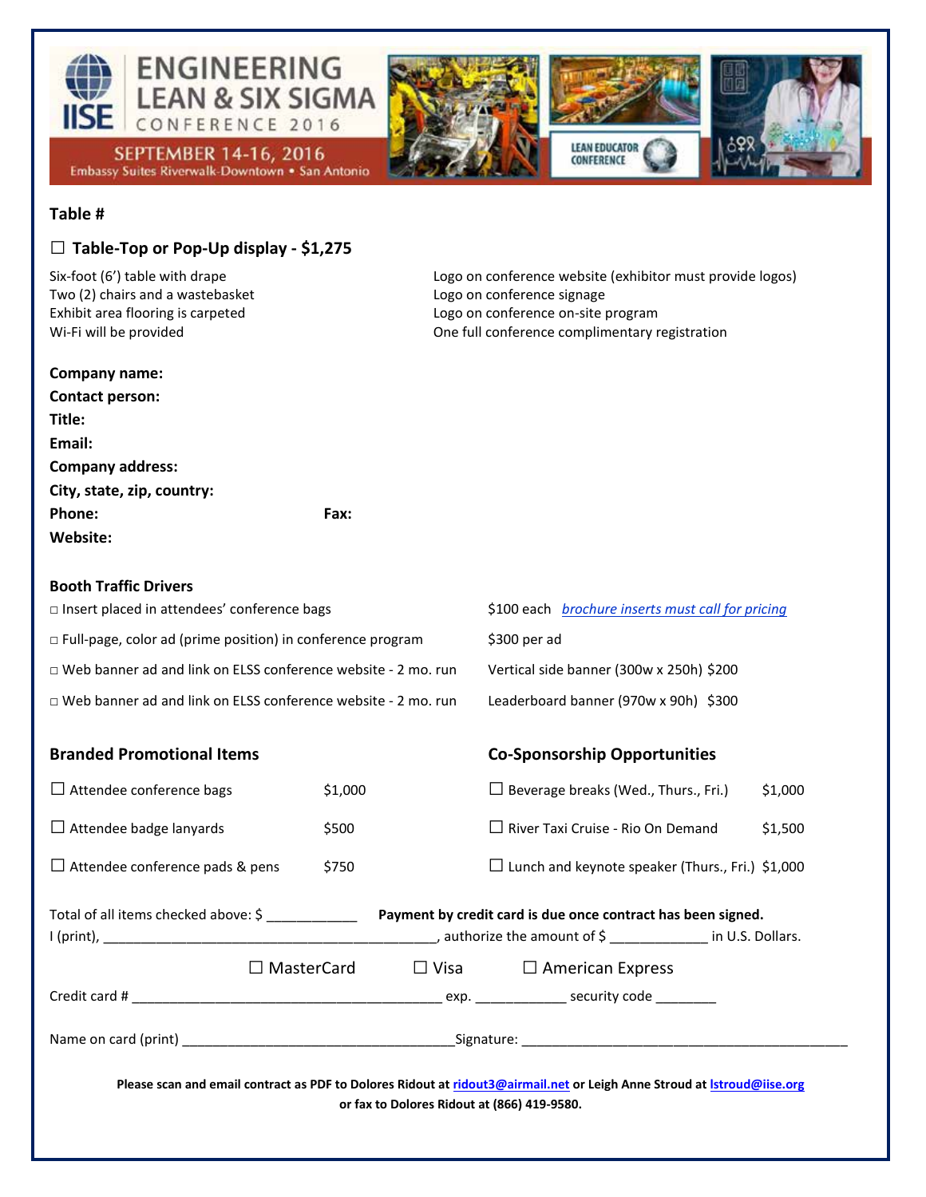# ENGINEERING LEAN & SIX SIGMA CONFERENCE 2016

SEPTEMBER 14-16, 2016

Embassy Suites Riverwalk-Downtown • San Antonio

LEAN EDUCATOR CONFERENCE

**Table #**

## ☐ Table-Top or Pop-Up display - $1,275

Six-foot (6') table with drape
Two (2) chairs and a wastebasket
Exhibit area flooring is carpeted
Wi-Fi will be provided

Logo on conference website (exhibitor must provide logos)
Logo on conference signage
Logo on conference on-site program
One full conference complimentary registration

**Company name:**
**Contact person:**
**Title:**
**Email:**
**Company address:**
**City, state, zip, country:**
**Phone:** **Fax:**
**Website:**

### Booth Traffic Drivers

| | |
|---|---|
| □ Insert placed in attendees' conference bags | $100 each *brochure inserts must call for pricing* |
| □ Full-page, color ad (prime position) in conference program | $300 per ad |
| □ Web banner ad and link on ELSS conference website - 2 mo. run | Vertical side banner (300w x 250h) $200 |
| □ Web banner ad and link on ELSS conference website - 2 mo. run | Leaderboard banner (970w x 90h) $300 |

### Branded Promotional Items

| | |
|---|---|
| ☐ Attendee conference bags | $1,000 |
| ☐ Attendee badge lanyards | $500 |
| ☐ Attendee conference pads & pens | $750 |

### Co-Sponsorship Opportunities

| | |
|---|---|
| ☐ Beverage breaks (Wed., Thurs., Fri.) | $1,000 |
| ☐ River Taxi Cruise - Rio On Demand | $1,500 |
| ☐ Lunch and keynote speaker (Thurs., Fri.) | $1,000 |

Total of all items checked above: $ ___________ **Payment by credit card is due once contract has been signed.**
I (print), ___________________________________________, authorize the amount of $ ____________ in U.S. Dollars.

☐ MasterCard ☐ Visa ☐ American Express

Credit card # _______________________________________ exp. ___________ security code _______

Name on card (print) ___________________________________ Signature: __________________________________________

**Please scan and email contract as PDF to Dolores Ridout at ridout3@airmail.net or Leigh Anne Stroud at lstroud@iise.org or fax to Dolores Ridout at (866) 419-9580.**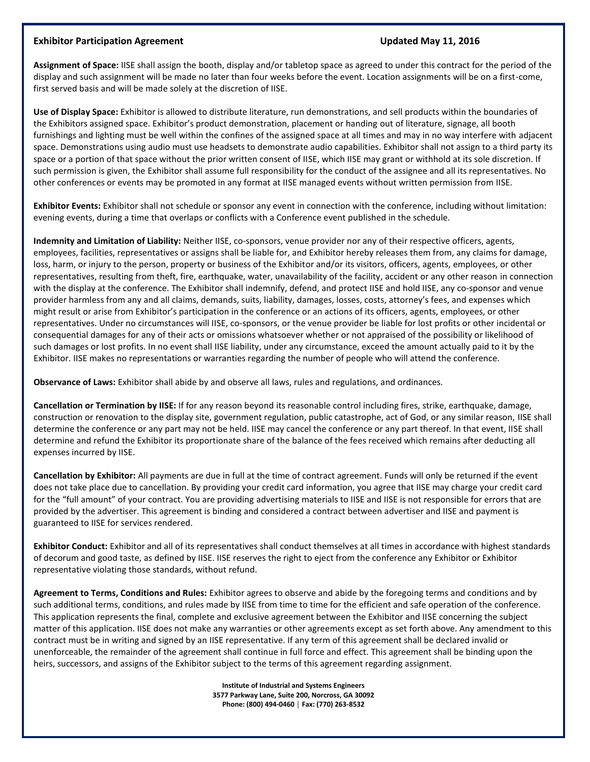**Exhibitor Participation Agreement** **Updated May 11, 2016**

**Assignment of Space:** IISE shall assign the booth, display and/or tabletop space as agreed to under this contract for the period of the display and such assignment will be made no later than four weeks before the event. Location assignments will be on a first-come, first served basis and will be made solely at the discretion of IISE.

**Use of Display Space:** Exhibitor is allowed to distribute literature, run demonstrations, and sell products within the boundaries of the Exhibitors assigned space. Exhibitor's product demonstration, placement or handing out of literature, signage, all booth furnishings and lighting must be well within the confines of the assigned space at all times and may in no way interfere with adjacent space. Demonstrations using audio must use headsets to demonstrate audio capabilities. Exhibitor shall not assign to a third party its space or a portion of that space without the prior written consent of IISE, which IISE may grant or withhold at its sole discretion. If such permission is given, the Exhibitor shall assume full responsibility for the conduct of the assignee and all its representatives. No other conferences or events may be promoted in any format at IISE managed events without written permission from IISE.

**Exhibitor Events:** Exhibitor shall not schedule or sponsor any event in connection with the conference, including without limitation: evening events, during a time that overlaps or conflicts with a Conference event published in the schedule.

**Indemnity and Limitation of Liability:** Neither IISE, co-sponsors, venue provider nor any of their respective officers, agents, employees, facilities, representatives or assigns shall be liable for, and Exhibitor hereby releases them from, any claims for damage, loss, harm, or injury to the person, property or business of the Exhibitor and/or its visitors, officers, agents, employees, or other representatives, resulting from theft, fire, earthquake, water, unavailability of the facility, accident or any other reason in connection with the display at the conference. The Exhibitor shall indemnify, defend, and protect IISE and hold IISE, any co-sponsor and venue provider harmless from any and all claims, demands, suits, liability, damages, losses, costs, attorney's fees, and expenses which might result or arise from Exhibitor's participation in the conference or an actions of its officers, agents, employees, or other representatives. Under no circumstances will IISE, co-sponsors, or the venue provider be liable for lost profits or other incidental or consequential damages for any of their acts or omissions whatsoever whether or not appraised of the possibility or likelihood of such damages or lost profits. In no event shall IISE liability, under any circumstance, exceed the amount actually paid to it by the Exhibitor. IISE makes no representations or warranties regarding the number of people who will attend the conference.

**Observance of Laws:** Exhibitor shall abide by and observe all laws, rules and regulations, and ordinances.

**Cancellation or Termination by IISE:** If for any reason beyond its reasonable control including fires, strike, earthquake, damage, construction or renovation to the display site, government regulation, public catastrophe, act of God, or any similar reason, IISE shall determine the conference or any part may not be held. IISE may cancel the conference or any part thereof. In that event, IISE shall determine and refund the Exhibitor its proportionate share of the balance of the fees received which remains after deducting all expenses incurred by IISE.

**Cancellation by Exhibitor:** All payments are due in full at the time of contract agreement. Funds will only be returned if the event does not take place due to cancellation. By providing your credit card information, you agree that IISE may charge your credit card for the "full amount" of your contract. You are providing advertising materials to IISE and IISE is not responsible for errors that are provided by the advertiser. This agreement is binding and considered a contract between advertiser and IISE and payment is guaranteed to IISE for services rendered.

**Exhibitor Conduct:** Exhibitor and all of its representatives shall conduct themselves at all times in accordance with highest standards of decorum and good taste, as defined by IISE. IISE reserves the right to eject from the conference any Exhibitor or Exhibitor representative violating those standards, without refund.

**Agreement to Terms, Conditions and Rules:** Exhibitor agrees to observe and abide by the foregoing terms and conditions and by such additional terms, conditions, and rules made by IISE from time to time for the efficient and safe operation of the conference. This application represents the final, complete and exclusive agreement between the Exhibitor and IISE concerning the subject matter of this application. IISE does not make any warranties or other agreements except as set forth above. Any amendment to this contract must be in writing and signed by an IISE representative. If any term of this agreement shall be declared invalid or unenforceable, the remainder of the agreement shall continue in full force and effect. This agreement shall be binding upon the heirs, successors, and assigns of the Exhibitor subject to the terms of this agreement regarding assignment.

**Institute of Industrial and Systems Engineers**
**3577 Parkway Lane, Suite 200, Norcross, GA 30092**
**Phone: (800) 494-0460 | Fax: (770) 263-8532**